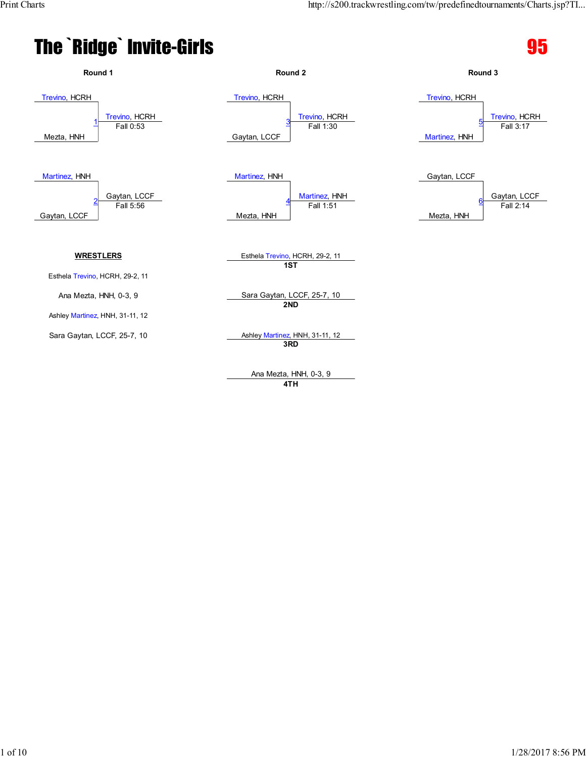# The `Ridge` Invite-Girls

**95**

### Round 1

| Match | Wrestler 1 | Wrestler 2 | Winner | Result |
|---|---|---|---|---|
| 1 | Trevino, HCRH | Mezta, HNH | Trevino, HCRH | Fall 0:53 |
| 2 | Martinez, HNH | Gaytan, LCCF | Gaytan, LCCF | Fall 5:56 |

### Round 2

| Match | Wrestler 1 | Wrestler 2 | Winner | Result |
|---|---|---|---|---|
| 3 | Trevino, HCRH | Gaytan, LCCF | Trevino, HCRH | Fall 1:30 |
| 4 | Martinez, HNH | Mezta, HNH | Martinez, HNH | Fall 1:51 |

### Round 3

| Match | Wrestler 1 | Wrestler 2 | Winner | Result |
|---|---|---|---|---|
| 5 | Trevino, HCRH | Martinez, HNH | Trevino, HCRH | Fall 3:17 |
| 6 | Gaytan, LCCF | Mezta, HNH | Gaytan, LCCF | Fall 2:14 |

**WRESTLERS**

- Esthela Trevino, HCRH, 29-2, 11
- Ana Mezta, HNH, 0-3, 9
- Ashley Martinez, HNH, 31-11, 12
- Sara Gaytan, LCCF, 25-7, 10

**1ST** Esthela Trevino, HCRH, 29-2, 11

**2ND** Sara Gaytan, LCCF, 25-7, 10

**3RD** Ashley Martinez, HNH, 31-11, 12

**4TH** Ana Mezta, HNH, 0-3, 9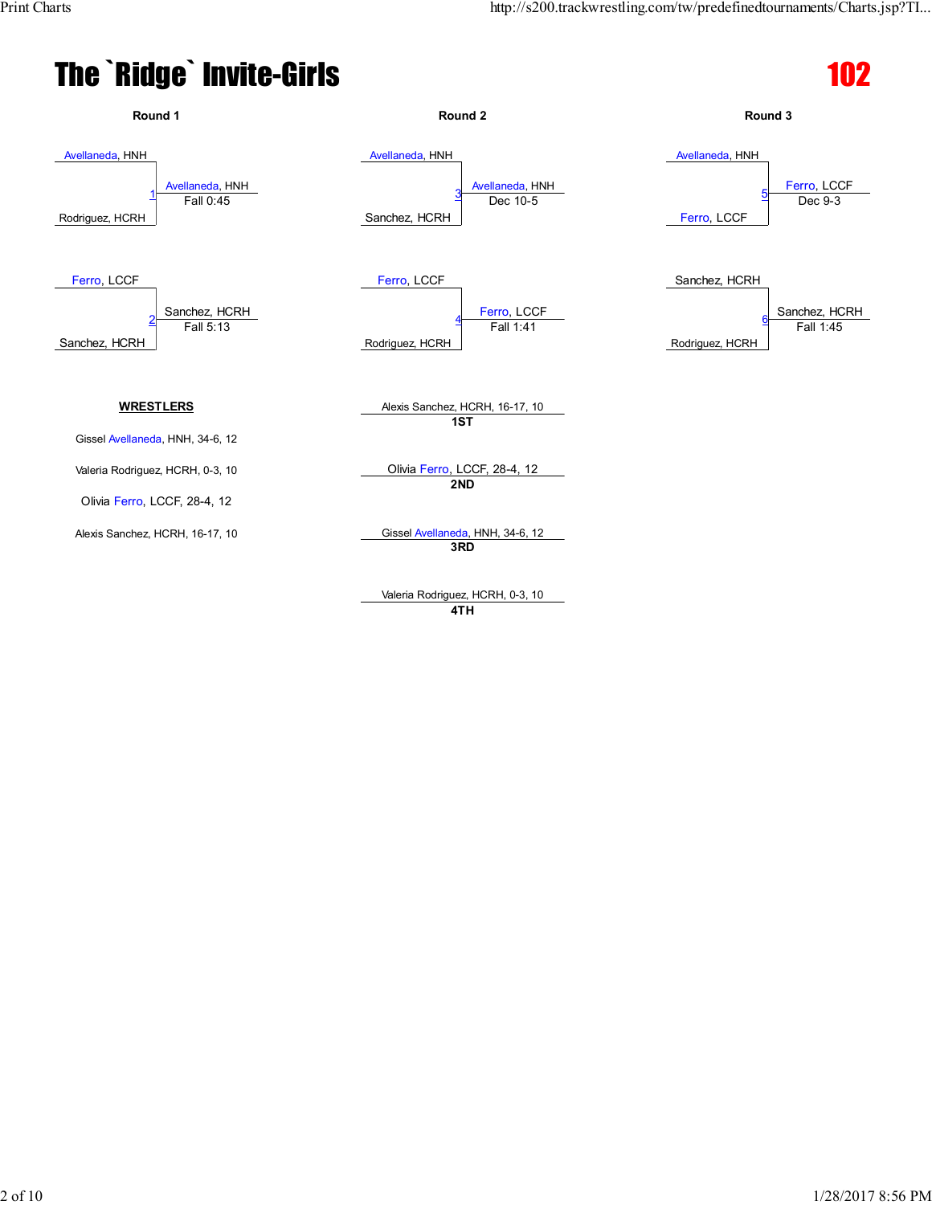# The `Ridge` Invite-Girls

## 102

### Round 1

| Bout | Wrestler 1 | Wrestler 2 | Winner | Result |
|---|---|---|---|---|
| 1 | Avellaneda, HNH | Rodriguez, HCRH | Avellaneda, HNH | Fall 0:45 |
| 2 | Ferro, LCCF | Sanchez, HCRH | Sanchez, HCRH | Fall 5:13 |

### Round 2

| Bout | Wrestler 1 | Wrestler 2 | Winner | Result |
|---|---|---|---|---|
| 3 | Avellaneda, HNH | Sanchez, HCRH | Avellaneda, HNH | Dec 10-5 |
| 4 | Ferro, LCCF | Rodriguez, HCRH | Ferro, LCCF | Fall 1:41 |

### Round 3

| Bout | Wrestler 1 | Wrestler 2 | Winner | Result |
|---|---|---|---|---|
| 5 | Avellaneda, HNH | Ferro, LCCF | Ferro, LCCF | Dec 9-3 |
| 6 | Sanchez, HCRH | Rodriguez, HCRH | Sanchez, HCRH | Fall 1:45 |

**WRESTLERS**

- Gissel Avellaneda, HNH, 34-6, 12
- Valeria Rodriguez, HCRH, 0-3, 10
- Olivia Ferro, LCCF, 28-4, 12
- Alexis Sanchez, HCRH, 16-17, 10

**Placings**

- **1ST**: Alexis Sanchez, HCRH, 16-17, 10
- **2ND**: Olivia Ferro, LCCF, 28-4, 12
- **3RD**: Gissel Avellaneda, HNH, 34-6, 12
- **4TH**: Valeria Rodriguez, HCRH, 0-3, 10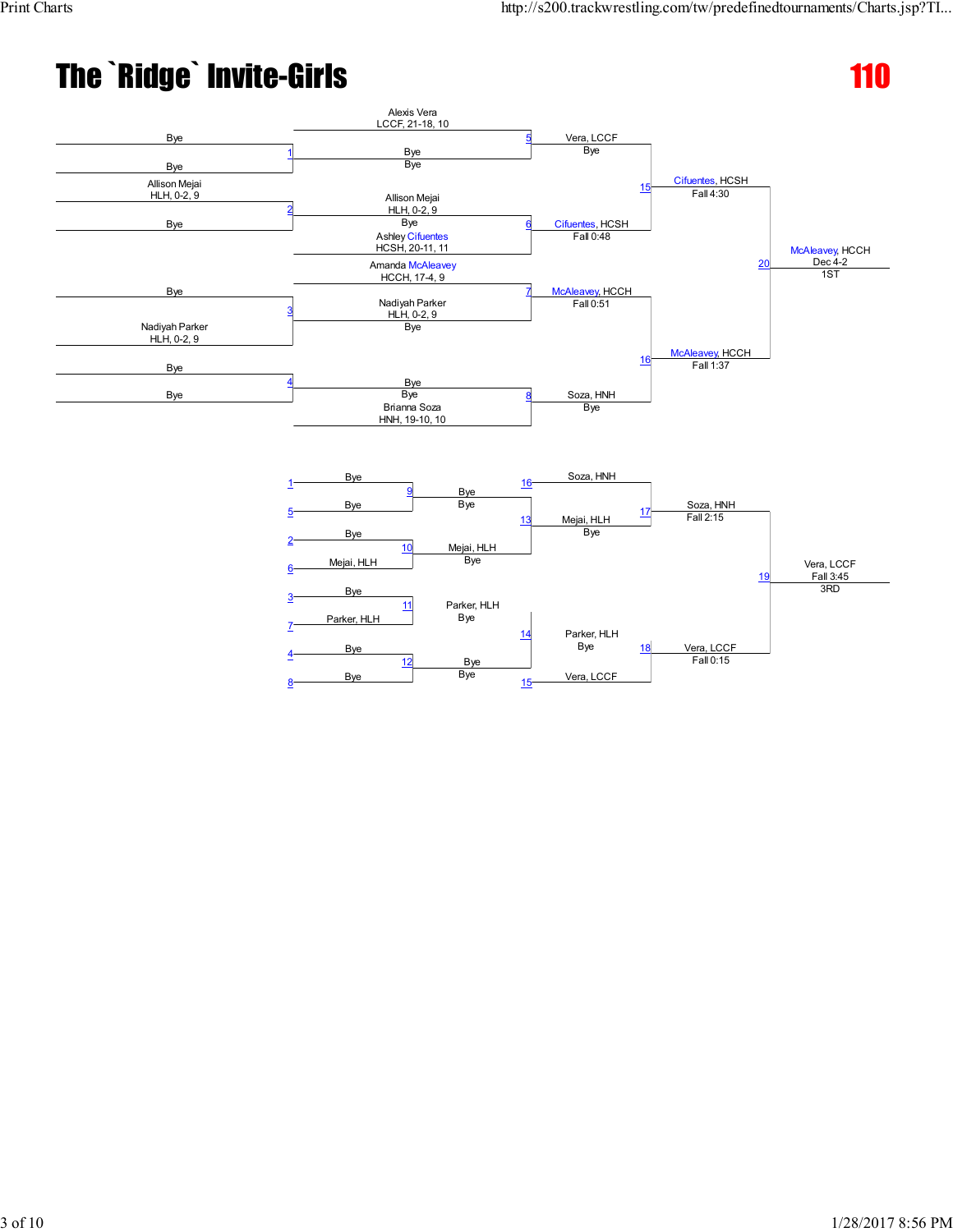# The `Ridge` Invite-Girls

**110**

## Championship Bracket

**Preliminary round**

| Match | Wrestler 1 | Wrestler 2 |
|---|---|---|
| 1 | Bye | Bye |
| 2 | Allison Mejai HLH, 0-2, 9 | Bye |
| 3 | Bye | Nadiyah Parker HLH, 0-2, 9 |
| 4 | Bye | Bye |

**Round 2**

| Match | Wrestler 1 | Wrestler 2 | Result |
|---|---|---|---|
| 5 | Alexis Vera LCCF, 21-18, 10 | Bye | Vera, LCCF — Bye |
| 6 | Allison Mejai HLH, 0-2, 9 | Ashley Cifuentes HCSH, 20-11, 11 | Cifuentes, HCSH — Fall 0:48 |
| 7 | Amanda McAleavey HCCH, 17-4, 9 | Nadiyah Parker HLH, 0-2, 9 | McAleavey, HCCH — Fall 0:51 |
| 8 | Bye | Brianna Soza HNH, 19-10, 10 | Soza, HNH — Bye |

**Semifinals**

| Match | Wrestler 1 | Wrestler 2 | Result |
|---|---|---|---|
| 15 | Vera, LCCF | Cifuentes, HCSH | Cifuentes, HCSH — Fall 4:30 |
| 16 | McAleavey, HCCH | Soza, HNH | McAleavey, HCCH — Fall 1:37 |

**Final**

| Match | Wrestler 1 | Wrestler 2 | Result |
|---|---|---|---|
| 20 | Cifuentes, HCSH | McAleavey, HCCH | McAleavey, HCCH — Dec 4-2 — 1ST |

## Consolation Bracket

| Match | Wrestler 1 | Wrestler 2 | Result |
|---|---|---|---|
| 9 | Bye (L1) | Bye (L5) | Bye — Bye |
| 10 | Bye (L2) | Mejai, HLH (L6) | Mejai, HLH — Bye |
| 11 | Bye (L3) | Parker, HLH (L7) | Parker, HLH — Bye |
| 12 | Bye (L4) | Bye (L8) | Bye — Bye |
| 13 | Bye | Mejai, HLH | Mejai, HLH — Bye |
| 14 | Parker, HLH | Bye | Parker, HLH — Bye |
| 17 | Soza, HNH (L16) | Mejai, HLH | Soza, HNH — Fall 2:15 |
| 18 | Parker, HLH | Vera, LCCF (L15) | Vera, LCCF — Fall 0:15 |
| 19 | Soza, HNH | Vera, LCCF | Vera, LCCF — Fall 3:45 — 3RD |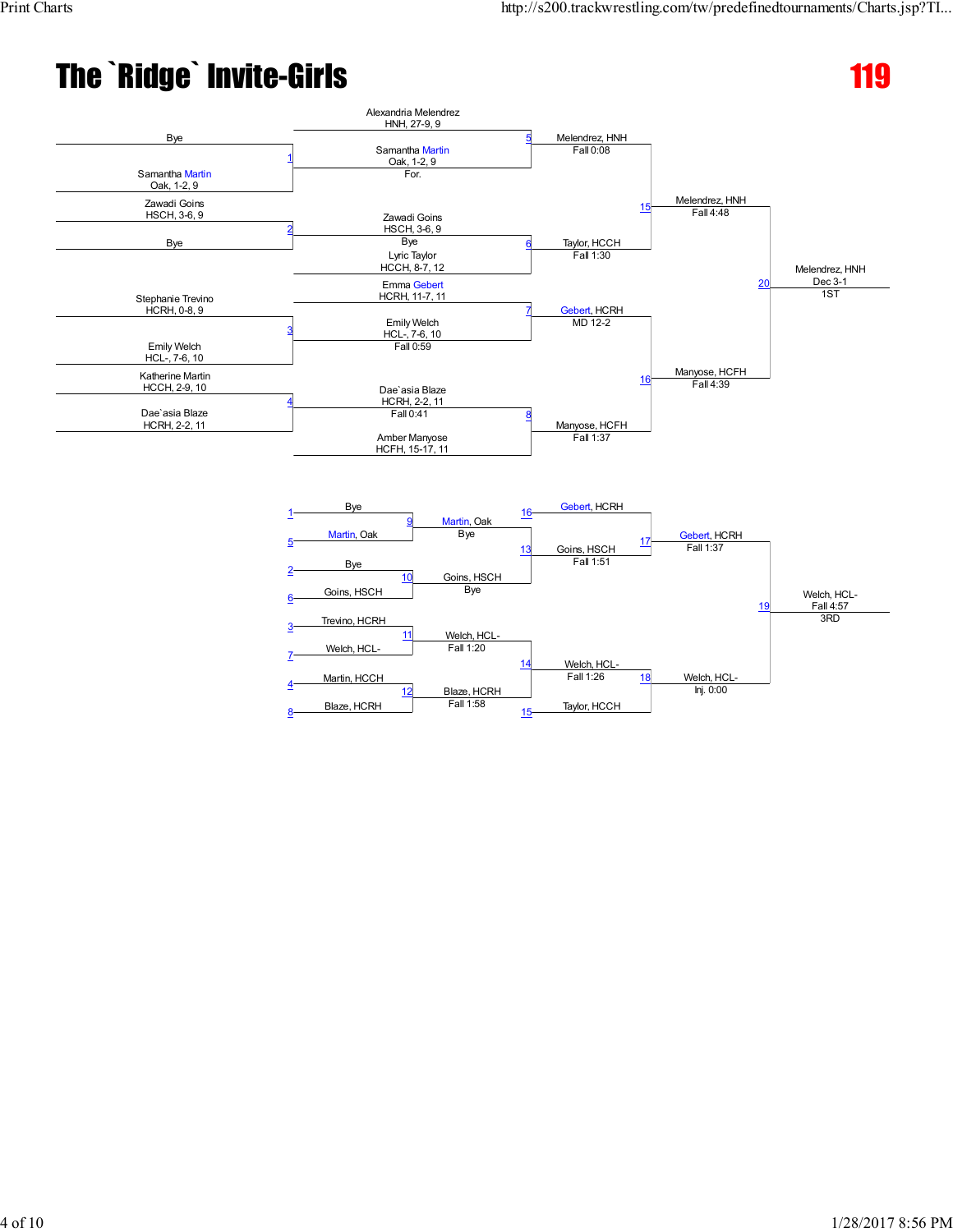# The `Ridge` Invite-Girls

## 119

### Championship Bracket

**First Round**

- Match 1: Bye vs. Samantha Martin, Oak, 1-2, 9
- Match 2: Zawadi Goins, HSCH, 3-6, 9 vs. Bye
- Match 3: Stephanie Trevino, HCRH, 0-8, 9 vs. Emily Welch, HCL-, 7-6, 10
- Match 4: Katherine Martin, HCCH, 2-9, 10 vs. Dae`asia Blaze, HCRH, 2-2, 11

**Quarterfinals**

- Match 5: Alexandria Melendrez, HNH, 27-9, 9 vs. Samantha Martin, Oak, 1-2, 9 — For.
- Match 6: Zawadi Goins, HSCH, 3-6, 9 — Bye vs. Lyric Taylor, HCCH, 8-7, 12
- Match 7: Emma Gebert, HCRH, 11-7, 11 vs. Emily Welch, HCL-, 7-6, 10 — Fall 0:59
- Match 8: Dae`asia Blaze, HCRH, 2-2, 11 — Fall 0:41 vs. Amber Manyose, HCFH, 15-17, 11

**Quarterfinal Winners**

- Match 5: Melendrez, HNH — Fall 0:08
- Match 6: Taylor, HCCH — Fall 1:30
- Match 7: Gebert, HCRH — MD 12-2
- Match 8: Manyose, HCFH — Fall 1:37

**Semifinals**

- Match 15: Melendrez, HNH — Fall 4:48
- Match 16: Manyose, HCFH — Fall 4:39

**Final**

- Match 20: Melendrez, HNH — Dec 3-1 — 1ST

### Consolation Bracket

**First Round**

- Match 9: Bye (1) vs. Martin, Oak (5) — Martin, Oak — Bye
- Match 10: Bye (2) vs. Goins, HSCH (6) — Goins, HSCH — Bye
- Match 11: Trevino, HCRH (3) vs. Welch, HCL- (7) — Welch, HCL- — Fall 1:20
- Match 12: Martin, HCCH (4) vs. Blaze, HCRH (8) — Blaze, HCRH — Fall 1:58

**Second Round**

- Match 13: Gebert, HCRH (16) vs. Goins, HSCH — Goins, HSCH — Fall 1:51
- Match 14: Welch, HCL- vs. Taylor, HCCH (15) — Welch, HCL- — Fall 1:26

**Third Round**

- Match 17: Gebert, HCRH — Fall 1:37
- Match 18: Welch, HCL- — Inj. 0:00

**Third Place**

- Match 19: Welch, HCL- — Fall 4:57 — 3RD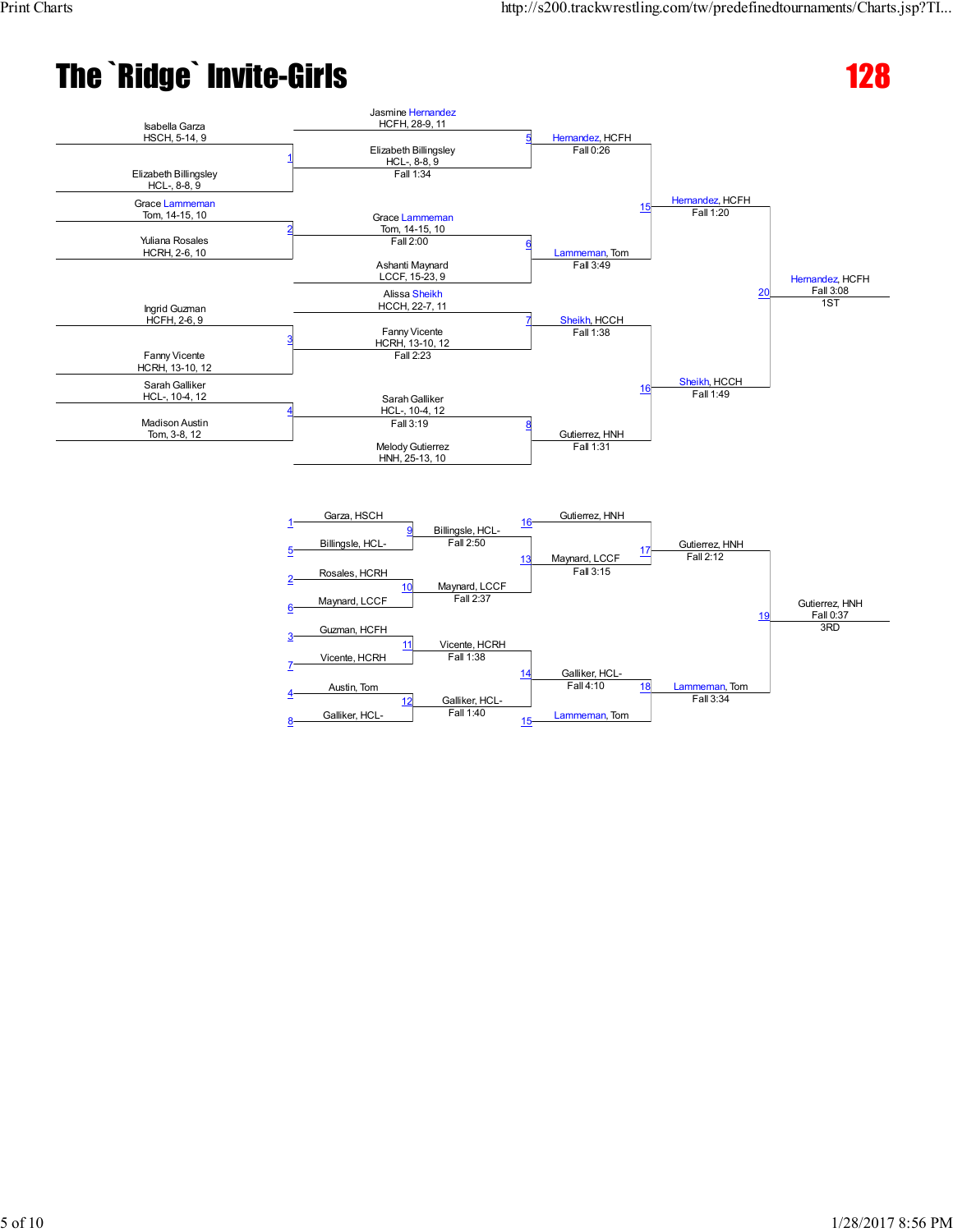# The `Ridge` Invite-Girls

## 128

### Championship Bracket

**Preliminary Round**

- Match 1: Isabella Garza (HSCH, 5-14, 9) vs. Elizabeth Billingsley (HCL-, 8-8, 9) — Winner: Elizabeth Billingsley (HCL-, 8-8, 9), Fall 1:34
- Match 2: Grace Lammeman (Tom, 14-15, 10) vs. Yuliana Rosales (HCRH, 2-6, 10) — Winner: Grace Lammeman (Tom, 14-15, 10), Fall 2:00
- Match 3: Ingrid Guzman (HCFH, 2-6, 9) vs. Fanny Vicente (HCRH, 13-10, 12) — Winner: Fanny Vicente (HCRH, 13-10, 12), Fall 2:23
- Match 4: Sarah Galliker (HCL-, 10-4, 12) vs. Madison Austin (Tom, 3-8, 12) — Winner: Sarah Galliker (HCL-, 10-4, 12), Fall 3:19

**Quarterfinals**

- Match 5: Jasmine Hernandez (HCFH, 28-9, 11) vs. Elizabeth Billingsley (HCL-, 8-8, 9) — Winner: Hernandez, HCFH, Fall 0:26
- Match 6: Grace Lammeman (Tom, 14-15, 10) vs. Ashanti Maynard (LCCF, 15-23, 9) — Winner: Lammeman, Tom, Fall 3:49
- Match 7: Alissa Sheikh (HCCH, 22-7, 11) vs. Fanny Vicente (HCRH, 13-10, 12) — Winner: Sheikh, HCCH, Fall 1:38
- Match 8: Sarah Galliker (HCL-, 10-4, 12) vs. Melody Gutierrez (HNH, 25-13, 10) — Winner: Gutierrez, HNH, Fall 1:31

**Semifinals**

- Match 15: Hernandez, HCFH vs. Lammeman, Tom — Winner: Hernandez, HCFH, Fall 1:20
- Match 16: Sheikh, HCCH vs. Gutierrez, HNH — Winner: Sheikh, HCCH, Fall 1:49

**Final**

- Match 20: Hernandez, HCFH vs. Sheikh, HCCH — Winner: Hernandez, HCFH, Fall 3:08 — 1ST

### Consolation Bracket

- Match 9: Garza, HSCH (L1) vs. Billingsle, HCL- (L5) — Winner: Billingsle, HCL-, Fall 2:50
- Match 10: Rosales, HCRH (L2) vs. Maynard, LCCF (L6) — Winner: Maynard, LCCF, Fall 2:37
- Match 11: Guzman, HCFH (L3) vs. Vicente, HCRH (L7) — Winner: Vicente, HCRH, Fall 1:38
- Match 12: Austin, Tom (L4) vs. Galliker, HCL- (L8) — Winner: Galliker, HCL-, Fall 1:40
- Match 13: Gutierrez, HNH (L16) vs. winner of Match 9 vs. Maynard, LCCF — Winner: Maynard, LCCF, Fall 3:15
- Match 14: Vicente, HCRH vs. Galliker, HCL- vs. Lammeman, Tom (L15) — Winner: Galliker, HCL-, Fall 4:10
- Match 17: Gutierrez, HNH vs. Maynard, LCCF — Winner: Gutierrez, HNH, Fall 2:12
- Match 18: Galliker, HCL- vs. Lammeman, Tom — Winner: Lammeman, Tom, Fall 3:34
- Match 19: Gutierrez, HNH vs. Lammeman, Tom — Winner: Gutierrez, HNH, Fall 0:37 — 3RD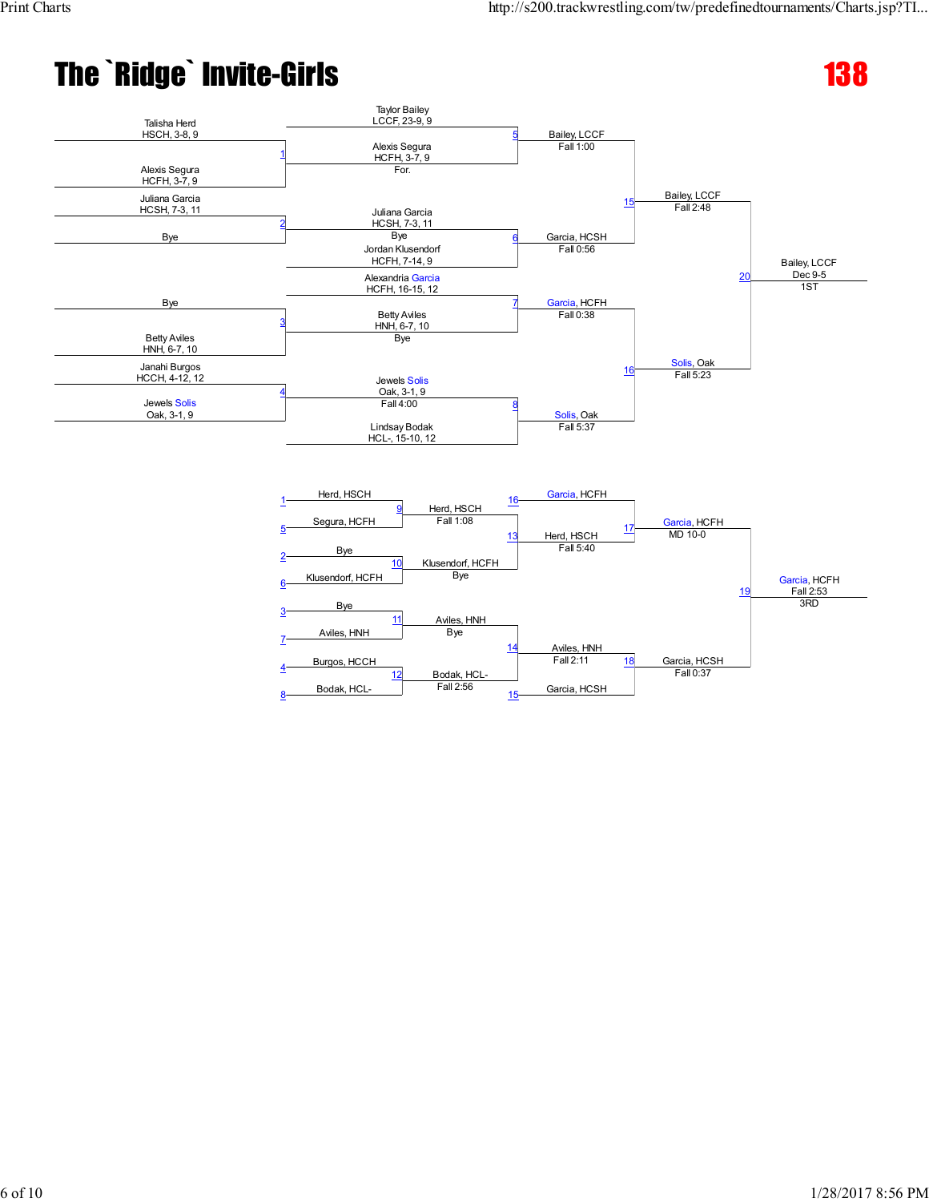# The `Ridge` Invite-Girls

**138**

## Championship Bracket

**First Round**

- Bout 1: Talisha Herd, HSCH, 3-8, 9 vs. Alexis Segura, HCFH, 3-7, 9 — Winner: Alexis Segura, HCFH, 3-7, 9 (For.)
- Bout 2: Juliana Garcia, HCSH, 7-3, 11 vs. Bye — Winner: Juliana Garcia, HCSH, 7-3, 11 (Bye)
- Bout 3: Bye vs. Betty Aviles, HNH, 6-7, 10 — Winner: Betty Aviles, HNH, 6-7, 10 (Bye)
- Bout 4: Janahi Burgos, HCCH, 4-12, 12 vs. Jewels Solis, Oak, 3-1, 9 — Winner: Jewels Solis, Oak, 3-1, 9 (Fall 4:00)

**Second Round**

- Bout 5: Taylor Bailey, LCCF, 23-9, 9 vs. Alexis Segura, HCFH, 3-7, 9 — Winner: Bailey, LCCF (Fall 1:00)
- Bout 6: Juliana Garcia, HCSH, 7-3, 11 vs. Jordan Klusendorf, HCFH, 7-14, 9 — Winner: Garcia, HCSH (Fall 0:56)
- Bout 7: Alexandria Garcia, HCFH, 16-15, 12 vs. Betty Aviles, HNH, 6-7, 10 — Winner: Garcia, HCFH (Fall 0:38)
- Bout 8: Jewels Solis, Oak, 3-1, 9 vs. Lindsay Bodak, HCL-, 15-10, 12 — Winner: Solis, Oak (Fall 5:37)

**Semifinals**

- Bout 15: Bailey, LCCF vs. Garcia, HCSH — Winner: Bailey, LCCF (Fall 2:48)
- Bout 16: Garcia, HCFH vs. Solis, Oak — Winner: Solis, Oak (Fall 5:23)

**Final**

- Bout 20: Bailey, LCCF vs. Solis, Oak — Winner: Bailey, LCCF (Dec 9-5) — 1ST

## Consolation Bracket

- Bout 9: Herd, HSCH (L1) vs. Segura, HCFH (L5) — Winner: Herd, HSCH (Fall 1:08)
- Bout 10: Bye (L2) vs. Klusendorf, HCFH (L6) — Winner: Klusendorf, HCFH (Bye)
- Bout 11: Bye (L3) vs. Aviles, HNH (L7) — Winner: Aviles, HNH (Bye)
- Bout 12: Burgos, HCCH (L4) vs. Bodak, HCL- (L8) — Winner: Bodak, HCL- (Fall 2:56)
- Bout 13: Garcia, HCFH (L16) vs. Herd, HSCH — Winner: Herd, HSCH (Fall 5:40)
- Bout 14: Aviles, HNH vs. Garcia, HCSH (L15) — Winner: Aviles, HNH (Fall 2:11)
- Bout 17: Garcia, HCFH vs. Herd, HSCH — Winner: Garcia, HCFH (MD 10-0)
- Bout 18: Aviles, HNH vs. Garcia, HCSH — Winner: Garcia, HCSH (Fall 0:37)
- Bout 19: Garcia, HCFH vs. Garcia, HCSH — Winner: Garcia, HCFH (Fall 2:53) — 3RD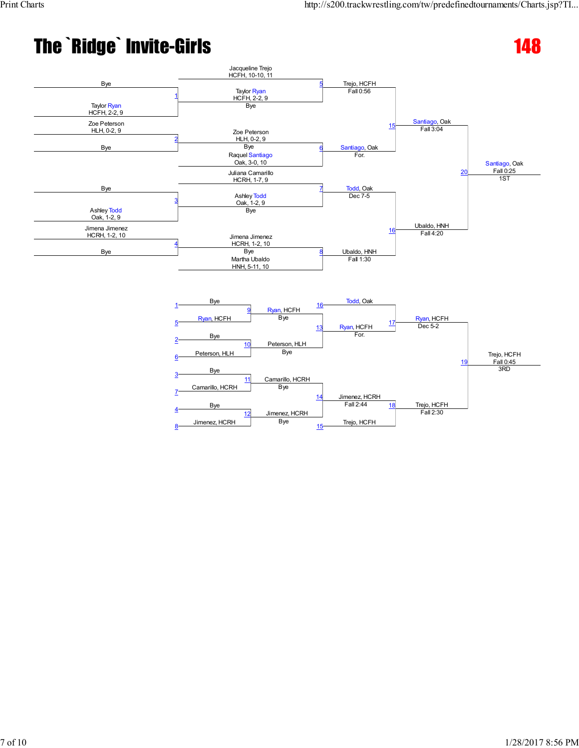# The `Ridge` Invite-Girls

**148**

## Championship Bracket

**Preliminary round**

| Match | Wrestler 1 | Wrestler 2 |
|---|---|---|
| 1 | Bye | Taylor Ryan, HCFH, 2-2, 9 |
| 2 | Zoe Peterson, HLH, 0-2, 9 | Bye |
| 3 | Bye | Ashley Todd, Oak, 1-2, 9 |
| 4 | Jimena Jimenez, HCRH, 1-2, 10 | Bye |

**Quarterfinals**

| Match | Wrestler 1 | Wrestler 2 | Winner | Result |
|---|---|---|---|---|
| 5 | Jacqueline Trejo, HCFH, 10-10, 11 | Taylor Ryan, HCFH, 2-2, 9 | Trejo, HCFH | Fall 0:56 |
| 6 | Zoe Peterson, HLH, 0-2, 9 | Raquel Santiago, Oak, 3-0, 10 | Santiago, Oak | For. |
| 7 | Juliana Camarillo, HCRH, 1-7, 9 | Ashley Todd, Oak, 1-2, 9 | Todd, Oak | Dec 7-5 |
| 8 | Jimena Jimenez, HCRH, 1-2, 10 | Martha Ubaldo, HNH, 5-11, 10 | Ubaldo, HNH | Fall 1:30 |

**Semifinals**

| Match | Winner | Result |
|---|---|---|
| 15 | Santiago, Oak | Fall 3:04 |
| 16 | Ubaldo, HNH | Fall 4:20 |

**Final**

| Match | Winner | Result | Place |
|---|---|---|---|
| 20 | Santiago, Oak | Fall 0:25 | 1ST |

## Consolation Bracket

| Match | Wrestler 1 | Wrestler 2 | Winner | Result |
|---|---|---|---|---|
| 9 | Bye (L1) | Ryan, HCFH (L5) | Ryan, HCFH | Bye |
| 10 | Bye (L2) | Peterson, HLH (L6) | Peterson, HLH | Bye |
| 11 | Bye (L3) | Camarillo, HCRH (L7) | Camarillo, HCRH | Bye |
| 12 | Bye (L4) | Jimenez, HCRH (L8) | Jimenez, HCRH | Bye |
| 13 | Ryan, HCFH | Peterson, HLH | Ryan, HCFH | For. |
| 14 | Camarillo, HCRH | Jimenez, HCRH | Jimenez, HCRH | Fall 2:44 |
| 17 | Todd, Oak (L16) | Ryan, HCFH | Ryan, HCFH | Dec 5-2 |
| 18 | Jimenez, HCRH | Trejo, HCFH (L15) | Trejo, HCFH | Fall 2:30 |
| 19 | Ryan, HCFH | Trejo, HCFH | Trejo, HCFH | Fall 0:45 (3RD) |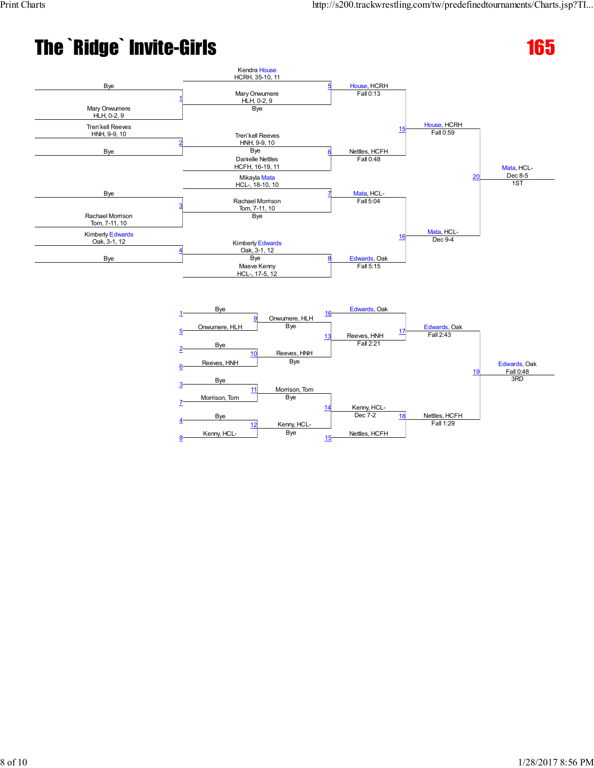# The `Ridge` Invite-Girls

## 165

### Championship Bracket

**First Round**

- Match 1: Bye vs. Mary Onwumere (HLH, 0-2, 9)
- Match 2: Tren`kell Reeves (HNH, 9-9, 10) vs. Bye
- Match 3: Bye vs. Rachael Morrison (Tom, 7-11, 10)
- Match 4: Kimberly Edwards (Oak, 3-1, 12) vs. Bye

**Quarterfinals**

- Match 5: Kendra House (HCRH, 35-10, 11) vs. Mary Onwumere (HLH, 0-2, 9) (Bye) — House, HCRH, Fall 0:13
- Match 6: Tren`kell Reeves (HNH, 9-9, 10) (Bye) vs. Danielle Nettles (HCFH, 16-19, 11) — Nettles, HCFH, Fall 0:48
- Match 7: Mikayla Mata (HCL-, 18-10, 10) vs. Rachael Morrison (Tom, 7-11, 10) (Bye) — Mata, HCL-, Fall 5:04
- Match 8: Kimberly Edwards (Oak, 3-1, 12) (Bye) vs. Maeve Kenny (HCL-, 17-5, 12) — Edwards, Oak, Fall 5:15

**Semifinals**

- Match 15: House, HCRH vs. Nettles, HCFH — House, HCRH, Fall 0:59
- Match 16: Mata, HCL- vs. Edwards, Oak — Mata, HCL-, Dec 9-4

**Final**

- Match 20: House, HCRH vs. Mata, HCL- — Mata, HCL-, Dec 8-5 — 1ST

### Consolation Bracket

**Consolation Round 1**

- Match 9: Bye (L1) vs. Onwumere, HLH (L5) — Onwumere, HLH, Bye
- Match 10: Bye (L2) vs. Reeves, HNH (L6) — Reeves, HNH, Bye
- Match 11: Bye (L3) vs. Morrison, Tom (L7) — Morrison, Tom, Bye
- Match 12: Bye (L4) vs. Kenny, HCL- (L8) — Kenny, HCL-, Bye

**Consolation Round 2**

- Match 13: Onwumere, HLH vs. Reeves, HNH — Reeves, HNH, Fall 2:21
- Match 14: Morrison, Tom vs. Kenny, HCL- — Kenny, HCL-, Dec 7-2

**Consolation Semifinals**

- Match 17: Edwards, Oak (L16) vs. Reeves, HNH — Edwards, Oak, Fall 2:43
- Match 18: Kenny, HCL- vs. Nettles, HCFH (L15) — Nettles, HCFH, Fall 1:29

**3rd Place**

- Match 19: Edwards, Oak vs. Nettles, HCFH — Edwards, Oak, Fall 0:48 — 3RD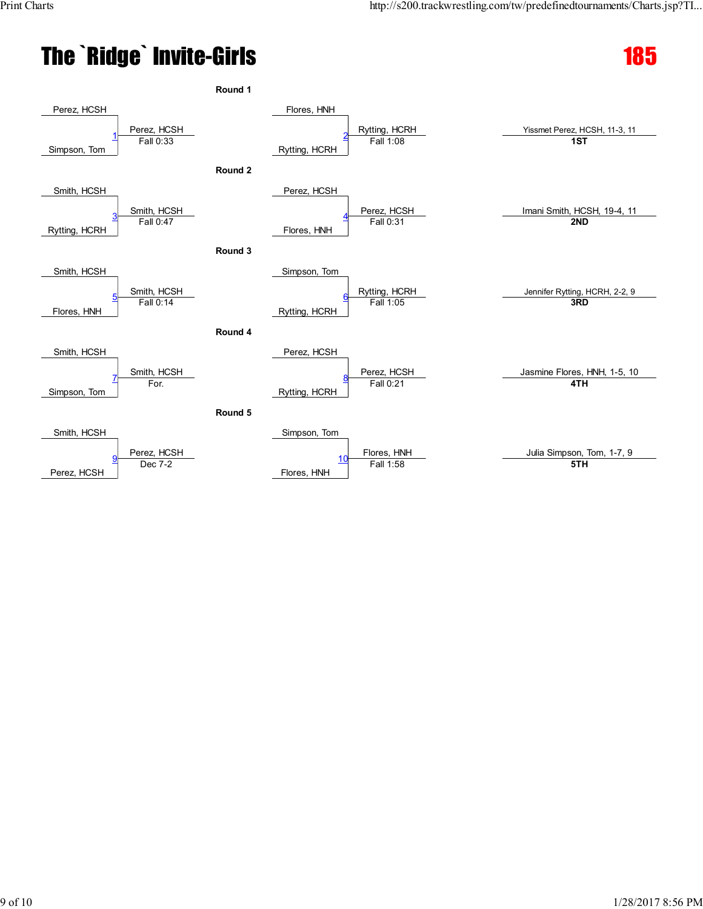# The `Ridge` Invite-Girls

**185**

### Round 1

| Bout | Wrestler 1 | Wrestler 2 | Winner | Result |
|---|---|---|---|---|
| 1 | Perez, HCSH | Simpson, Tom | Perez, HCSH | Fall 0:33 |
| 2 | Flores, HNH | Rytting, HCRH | Rytting, HCRH | Fall 1:08 |

### Round 2

| Bout | Wrestler 1 | Wrestler 2 | Winner | Result |
|---|---|---|---|---|
| 3 | Smith, HCSH | Rytting, HCRH | Smith, HCSH | Fall 0:47 |
| 4 | Perez, HCSH | Flores, HNH | Perez, HCSH | Fall 0:31 |

### Round 3

| Bout | Wrestler 1 | Wrestler 2 | Winner | Result |
|---|---|---|---|---|
| 5 | Smith, HCSH | Flores, HNH | Smith, HCSH | Fall 0:14 |
| 6 | Simpson, Tom | Rytting, HCRH | Rytting, HCRH | Fall 1:05 |

### Round 4

| Bout | Wrestler 1 | Wrestler 2 | Winner | Result |
|---|---|---|---|---|
| 7 | Smith, HCSH | Simpson, Tom | Smith, HCSH | For. |
| 8 | Perez, HCSH | Rytting, HCRH | Perez, HCSH | Fall 0:21 |

### Round 5

| Bout | Wrestler 1 | Wrestler 2 | Winner | Result |
|---|---|---|---|---|
| 9 | Smith, HCSH | Perez, HCSH | Perez, HCSH | Dec 7-2 |
| 10 | Simpson, Tom | Flores, HNH | Flores, HNH | Fall 1:58 |

### Placings

| Wrestler | Place |
|---|---|
| Yissmet Perez, HCSH, 11-3, 11 | **1ST** |
| Imani Smith, HCSH, 19-4, 11 | **2ND** |
| Jennifer Rytting, HCRH, 2-2, 9 | **3RD** |
| Jasmine Flores, HNH, 1-5, 10 | **4TH** |
| Julia Simpson, Tom, 1-7, 9 | **5TH** |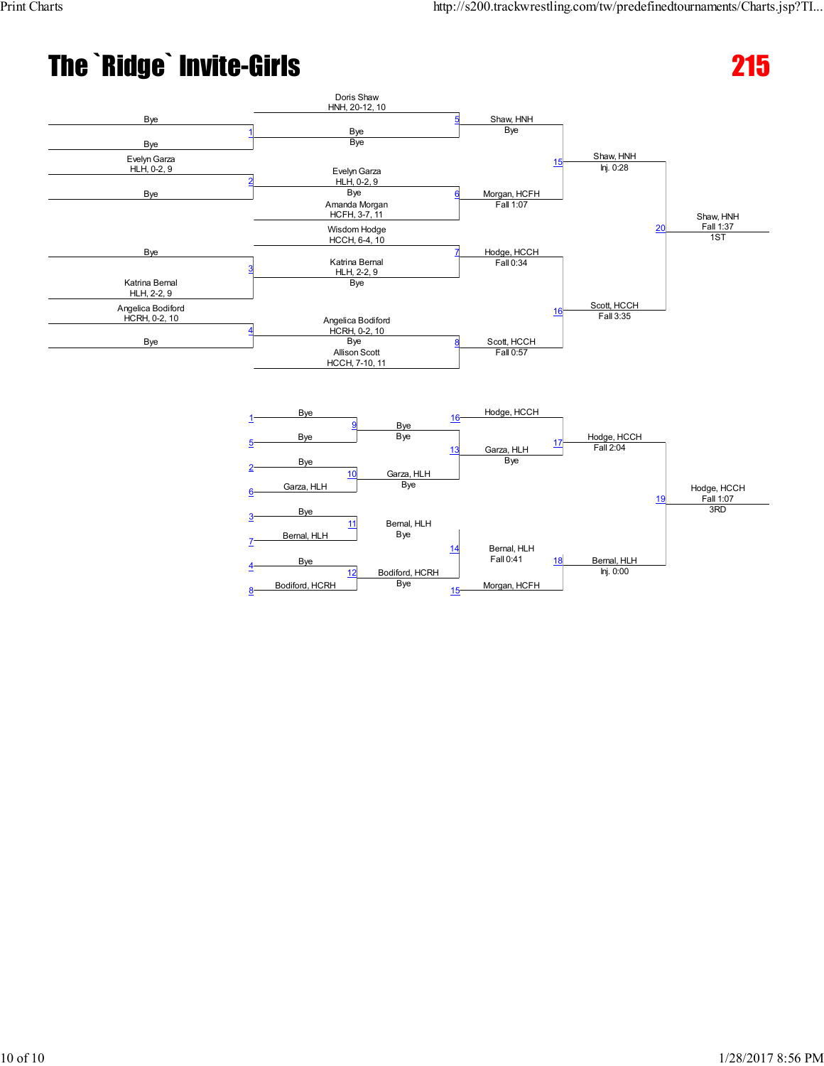# The `Ridge` Invite-Girls

**215**

Doris Shaw
HNH, 20-12, 10

Bye

1

Bye

Bye

Bye

5

Shaw, HNH
Bye

Evelyn Garza
HLH, 0-2, 9

2

Bye

Evelyn Garza
HLH, 0-2, 9
Bye

6

Amanda Morgan
HCFH, 3-7, 11

Morgan, HCFH
Fall 1:07

15

Shaw, HNH
Inj. 0:28

20

Shaw, HNH
Fall 1:37
1ST

Wisdom Hodge
HCCH, 6-4, 10

Bye

3

Katrina Bernal
HLH, 2-2, 9

Katrina Bernal
HLH, 2-2, 9
Bye

7

Hodge, HCCH
Fall 0:34

16

Scott, HCCH
Fall 3:35

Angelica Bodiford
HCRH, 0-2, 10

4

Bye

Angelica Bodiford
HCRH, 0-2, 10
Bye

8

Allison Scott
HCCH, 7-10, 11

Scott, HCCH
Fall 0:57

1 Bye

5 Bye

9

Bye
Bye

16

Hodge, HCCH

2 Bye

6 Garza, HLH

10

Garza, HLH
Bye

13

Garza, HLH
Bye

17

Hodge, HCCH
Fall 2:04

19

Hodge, HCCH
Fall 1:07
3RD

3 Bye

7 Bernal, HLH

11

Bernal, HLH
Bye

14

Bernal, HLH
Fall 0:41

4 Bye

8 Bodiford, HCRH

12

Bodiford, HCRH
Bye

15

Morgan, HCFH

18

Bernal, HLH
Inj. 0:00